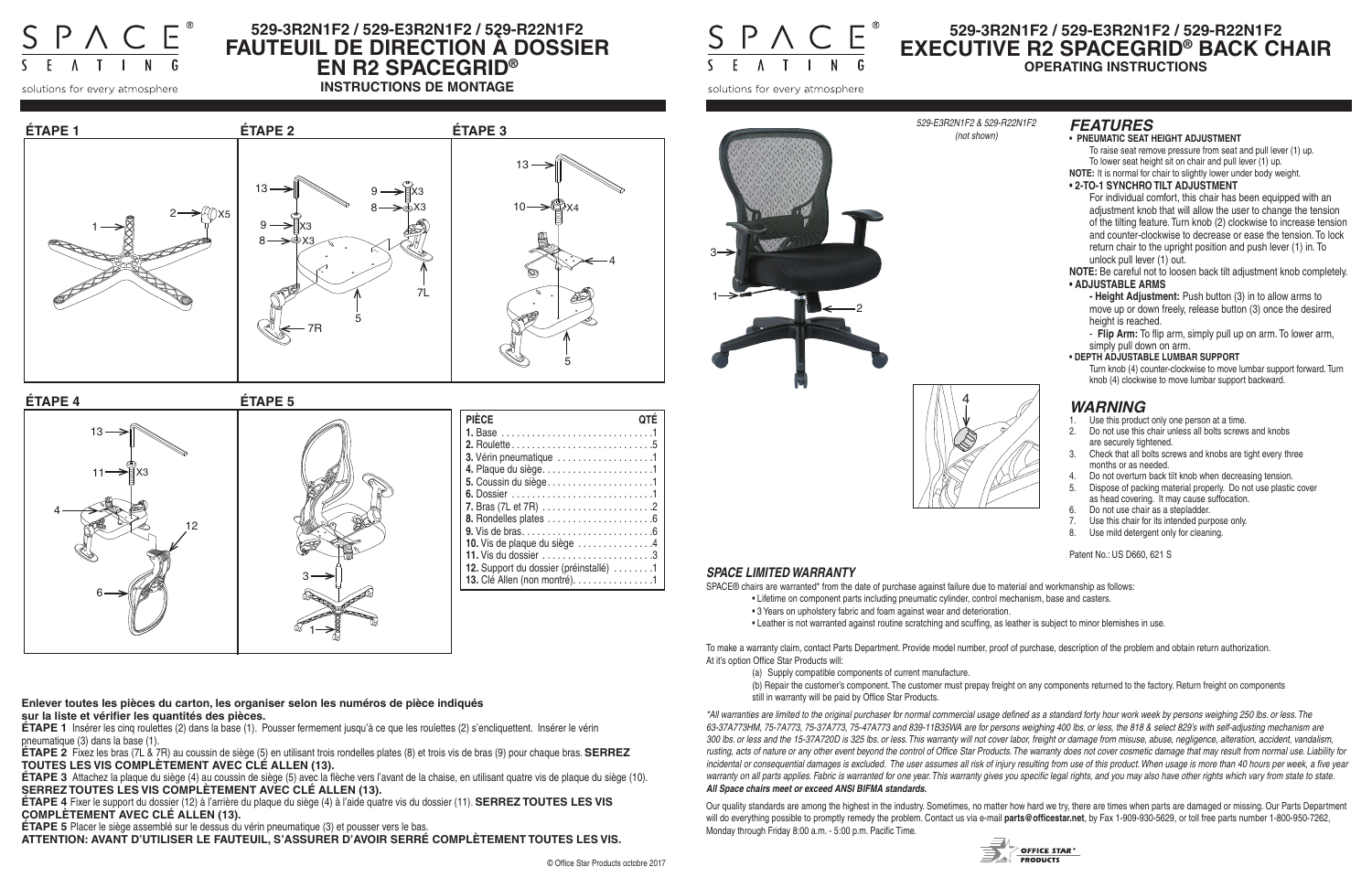# 529-3R2N1F2 / 529-E3R2N1F2 / 529-R22N1F2
# FAUTEUIL DE DIRECTION À DOSSIER EN R2 SPACEGRID®
## INSTRUCTIONS DE MONTAGE

SPACE® SEATING — solutions for every atmosphere

**ÉTAPE 1**

**ÉTAPE 2**

**ÉTAPE 3**

**ÉTAPE 4**

**ÉTAPE 5**

| PIÈCE | QTÉ |
|---|---|
| **1.** Base | 1 |
| **2.** Roulette | 5 |
| **3.** Vérin pneumatique | 1 |
| **4.** Plaque du siège | 1 |
| **5.** Coussin du siège | 1 |
| **6.** Dossier | 1 |
| **7.** Bras (7L et 7R) | 2 |
| **8.** Rondelles plates | 6 |
| **9.** Vis de bras | 6 |
| **10.** Vis de plaque du siège | 4 |
| **11.** Vis du dossier | 3 |
| **12.** Support du dossier (préinstallé) | 1 |
| **13.** Clé Allen (non montré) | 1 |

**Enlever toutes les pièces du carton, les organiser selon les numéros de pièce indiqués sur la liste et vérifier les quantités des pièces.**

**ÉTAPE 1** Insérer les cinq roulettes (2) dans la base (1). Pousser fermement jusqu'à ce que les roulettes (2) s'encliquettent. Insérer le vérin pneumatique (3) dans la base (1).

**ÉTAPE 2** Fixez les bras (7L & 7R) au coussin de siège (5) en utilisant trois rondelles plates (8) et trois vis de bras (9) pour chaque bras. **SERREZ TOUTES LES VIS COMPLÈTEMENT AVEC CLÉ ALLEN (13).**

**ÉTAPE 3** Attachez la plaque du siège (4) au coussin de siège (5) avec la flèche vers l'avant de la chaise, en utilisant quatre vis de plaque du siège (10). **SERREZ TOUTES LES VIS COMPLÈTEMENT AVEC CLÉ ALLEN (13).**

**ÉTAPE 4** Fixer le support du dossier (12) à l'arrière du plaque du siège (4) à l'aide quatre vis du dossier (11). **SERREZ TOUTES LES VIS COMPLÈTEMENT AVEC CLÉ ALLEN (13).**

**ÉTAPE 5** Placer le siège assemblé sur le dessus du vérin pneumatique (3) et pousser vers le bas.

**ATTENTION: AVANT D'UTILISER LE FAUTEUIL, S'ASSURER D'AVOIR SERRÉ COMPLÈTEMENT TOUTES LES VIS.**

© Office Star Products octobre 2017

# 529-3R2N1F2 / 529-E3R2N1F2 / 529-R22N1F2
# EXECUTIVE R2 SPACEGRID® BACK CHAIR
## OPERATING INSTRUCTIONS

SPACE® SEATING — solutions for every atmosphere

*529-E3R2N1F2 & 529-R22N1F2 (not shown)*

## *FEATURES*

- **PNEUMATIC SEAT HEIGHT ADJUSTMENT**
  To raise seat remove pressure from seat and pull lever (1) up. To lower seat height sit on chair and pull lever (1) up.

**NOTE:** It is normal for chair to slightly lower under body weight.

- **2-TO-1 SYNCHRO TILT ADJUSTMENT**
  For individual comfort, this chair has been equipped with an adjustment knob that will allow the user to change the tension of the tilting feature. Turn knob (2) clockwise to increase tension and counter-clockwise to decrease or ease the tension. To lock return chair to the upright position and push lever (1) in. To unlock pull lever (1) out.

**NOTE:** Be careful not to loosen back tilt adjustment knob completely.

- **ADJUSTABLE ARMS**
  - **Height Adjustment:** Push button (3) in to allow arms to move up or down freely, release button (3) once the desired height is reached.
  - **Flip Arm:** To flip arm, simply pull up on arm. To lower arm, simply pull down on arm.
- **DEPTH ADJUSTABLE LUMBAR SUPPORT**
  Turn knob (4) counter-clockwise to move lumbar support forward. Turn knob (4) clockwise to move lumbar support backward.

## *WARNING*

1. Use this product only one person at a time.
2. Do not use this chair unless all bolts screws and knobs are securely tightened.
3. Check that all bolts screws and knobs are tight every three months or as needed.
4. Do not overturn back tilt knob when decreasing tension.
5. Dispose of packing material properly. Do not use plastic cover as head covering. It may cause suffocation.
6. Do not use chair as a stepladder.
7. Use this chair for its intended purpose only.
8. Use mild detergent only for cleaning.

Patent No.: US D660, 621 S

## *SPACE LIMITED WARRANTY*

SPACE® chairs are warranted* from the date of purchase against failure due to material and workmanship as follows:

- Lifetime on component parts including pneumatic cylinder, control mechanism, base and casters.
- 3 Years on upholstery fabric and foam against wear and deterioration.
- Leather is not warranted against routine scratching and scuffing, as leather is subject to minor blemishes in use.

To make a warranty claim, contact Parts Department. Provide model number, proof of purchase, description of the problem and obtain return authorization. At it's option Office Star Products will:

(a) Supply compatible components of current manufacture.

(b) Repair the customer's component. The customer must prepay freight on any components returned to the factory. Return freight on components still in warranty will be paid by Office Star Products.

*\*All warranties are limited to the original purchaser for normal commercial usage defined as a standard forty hour work week by persons weighing 250 lbs. or less. The 63-37A773HM, 75-7A773, 75-37A773, 75-47A773 and 839-11B35WA are for persons weighing 400 lbs. or less, the 818 & select 829's with self-adjusting mechanism are 300 lbs. or less and the 15-37A720D is 325 lbs. or less. This warranty will not cover labor, freight or damage from misuse, abuse, negligence, alteration, accident, vandalism, rusting, acts of nature or any other event beyond the control of Office Star Products. The warranty does not cover cosmetic damage that may result from normal use. Liability for incidental or consequential damages is excluded. The user assumes all risk of injury resulting from use of this product. When usage is more than 40 hours per week, a five year warranty on all parts applies. Fabric is warranted for one year. This warranty gives you specific legal rights, and you may also have other rights which vary from state to state.*

***All Space chairs meet or exceed ANSI BIFMA standards.***

Our quality standards are among the highest in the industry. Sometimes, no matter how hard we try, there are times when parts are damaged or missing. Our Parts Department will do everything possible to promptly remedy the problem. Contact us via e-mail **parts@officestar.net**, by Fax 1-909-930-5629, or toll free parts number 1-800-950-7262, Monday through Friday 8:00 a.m. - 5:00 p.m. Pacific Time.

OFFICE STAR® PRODUCTS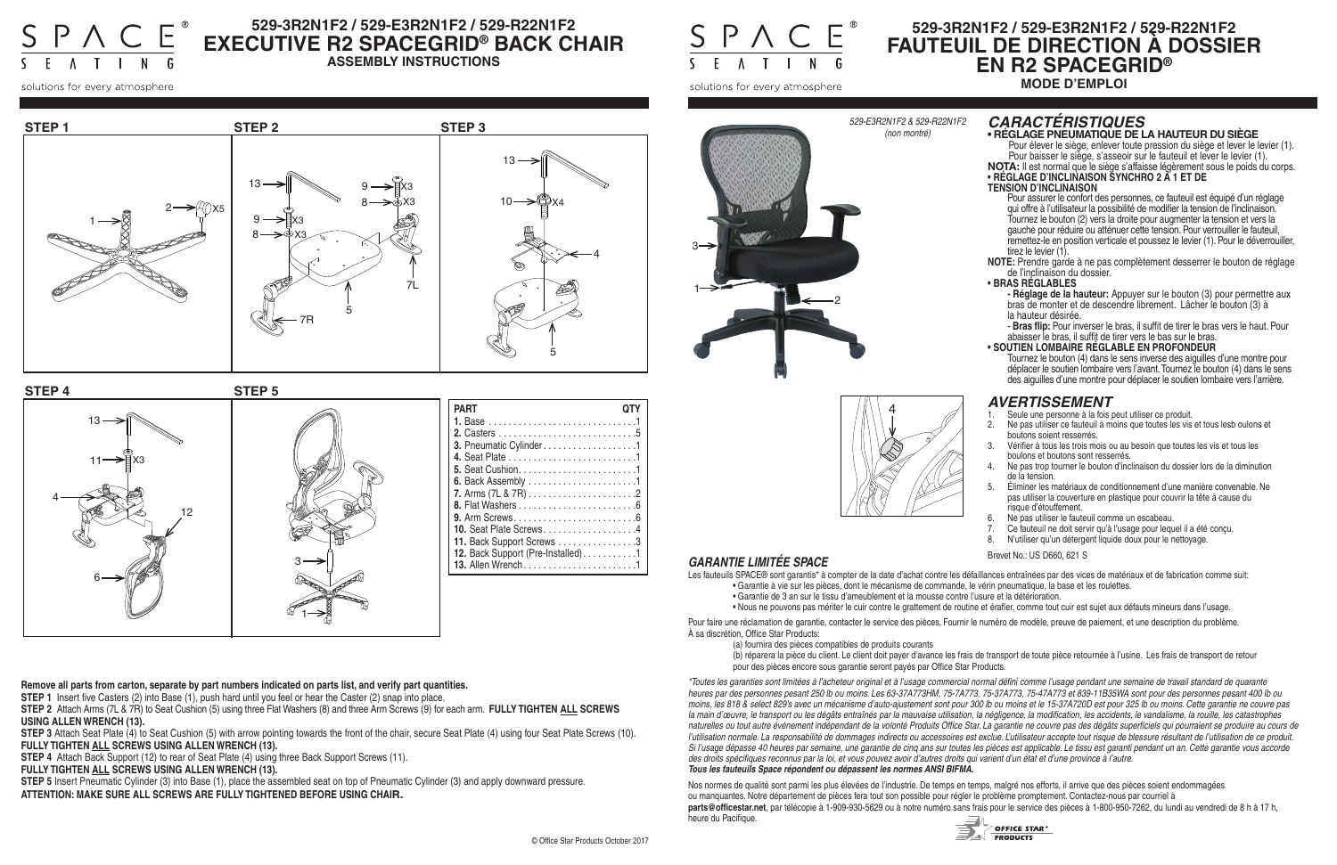SPACE® SEATING

solutions for every atmosphere

# 529-3R2N1F2 / 529-E3R2N1F2 / 529-R22N1F2
# EXECUTIVE R2 SPACEGRID® BACK CHAIR
## ASSEMBLY INSTRUCTIONS

**STEP 1**

**STEP 2**

**STEP 3**

**STEP 4**

**STEP 5**

| PART | QTY |
|---|---|
| 1. Base | 1 |
| 2. Casters | 5 |
| 3. Pneumatic Cylinder | 1 |
| 4. Seat Plate | 1 |
| 5. Seat Cushion | 1 |
| 6. Back Assembly | 1 |
| 7. Arms (7L & 7R) | 2 |
| 8. Flat Washers | 6 |
| 9. Arm Screws | 6 |
| 10. Seat Plate Screws | 4 |
| 11. Back Support Screws | 3 |
| 12. Back Support (Pre-Installed) | 1 |
| 13. Allen Wrench | 1 |

**Remove all parts from carton, separate by part numbers indicated on parts list, and verify part quantities.**

**STEP 1** Insert five Casters (2) into Base (1), push hard until you feel or hear the Caster (2) snap into place.

**STEP 2** Attach Arms (7L & 7R) to Seat Cushion (5) using three Flat Washers (8) and three Arm Screws (9) for each arm. **FULLY TIGHTEN ALL SCREWS USING ALLEN WRENCH (13).**

**STEP 3** Attach Seat Plate (4) to Seat Cushion (5) with arrow pointing towards the front of the chair, secure Seat Plate (4) using four Seat Plate Screws (10). **FULLY TIGHTEN ALL SCREWS USING ALLEN WRENCH (13).**

**STEP 4** Attach Back Support (12) to rear of Seat Plate (4) using three Back Support Screws (11).
**FULLY TIGHTEN ALL SCREWS USING ALLEN WRENCH (13).**

**STEP 5** Insert Pneumatic Cylinder (3) into Base (1), place the assembled seat on top of Pneumatic Cylinder (3) and apply downward pressure.
**ATTENTION: MAKE SURE ALL SCREWS ARE FULLY TIGHTENED BEFORE USING CHAIR.**

© Office Star Products October 2017

# 529-3R2N1F2 / 529-E3R2N1F2 / 529-R22N1F2
# FAUTEUIL DE DIRECTION À DOSSIER EN R2 SPACEGRID®
## MODE D'EMPLOI

*529-E3R2N1F2 & 529-R22N1F2 (non montré)*

## *CARACTÉRISTIQUES*

**• RÉGLAGE PNEUMATIQUE DE LA HAUTEUR DU SIÈGE**
Pour élever le siège, enlever toute pression du siège et lever le levier (1). Pour baisser le siège, s'asseoir sur le fauteuil et lever le levier (1).
**NOTA:** Il est normal que le siège s'affaisse légèrement sous le poids du corps.

**• RÉGLAGE D'INCLINAISON SYNCHRO 2 À 1 ET DE TENSION D'INCLINAISON**
Pour assurer le confort des personnes, ce fauteuil est équipé d'un réglage qui offre à l'utilisateur la possibilité de modifier la tension de l'inclinaison. Tournez le bouton (2) vers la droite pour augmenter la tension et vers la gauche pour réduire ou atténuer cette tension. Pour verrouiller le fauteuil, remettez-le en position verticale et poussez le levier (1). Pour le déverrouiller, tirez le levier (1).
**NOTE:** Prendre garde à ne pas complètement desserrer le bouton de réglage de l'inclinaison du dossier.

**• BRAS RÉGLABLES**
**- Réglage de la hauteur:** Appuyer sur le bouton (3) pour permettre aux bras de monter et de descendre librement. Lâcher le bouton (3) à la hauteur désirée.
**- Bras flip:** Pour inverser le bras, il suffit de tirer le bras vers le haut. Pour abaisser le bras, il suffit de tirer vers le bas sur le bras.

**• SOUTIEN LOMBAIRE RÉGLABLE EN PROFONDEUR**
Tournez le bouton (4) dans le sens inverse des aiguilles d'une montre pour déplacer le soutien lombaire vers l'avant. Tournez le bouton (4) dans le sens des aiguilles d'une montre pour déplacer le soutien lombaire vers l'arrière.

## *AVERTISSEMENT*

1. Seule une personne à la fois peut utiliser ce produit.
2. Ne pas utiliser ce fauteuil à moins que toutes les vis et tous lesb oulons et boutons soient resserrés.
3. Vérifier à tous les trois mois ou au besoin que toutes les vis et tous les boulons et boutons sont resserrés.
4. Ne pas trop tourner le bouton d'inclinaison du dossier lors de la diminution de la tension.
5. Éliminer les matériaux de conditionnement d'une manière convenable. Ne pas utiliser la couverture en plastique pour couvrir la tête à cause du risque d'étouffement.
6. Ne pas utiliser le fauteuil comme un escabeau.
7. Ce fauteuil ne doit servir qu'à l'usage pour lequel il a été conçu.
8. N'utiliser qu'un détergent liquide doux pour le nettoyage.

Brevet No.: US D660, 621 S

## *GARANTIE LIMITÉE SPACE*

Les fauteuils SPACE® sont garantis* à compter de la date d'achat contre les défaillances entraînées par des vices de matériaux et de fabrication comme suit:
- Garantie à vie sur les pièces, dont le mécanisme de commande, le vérin pneumatique, la base et les roulettes.
- Garantie de 3 an sur le tissu d'ameublement et la mousse contre l'usure et la détérioration.
- Nous ne pouvons pas mériter le cuir contre le grattement de routine et érafler, comme tout cuir est sujet aux défauts mineurs dans l'usage.

Pour faire une réclamation de garantie, contacter le service des pièces. Fournir le numéro de modèle, preuve de paiement, et une description du problème.
À sa discrétion, Office Star Products:
(a) fournira des pièces compatibles de produits courants
(b) réparera la pièce du client. Le client doit payer d'avance les frais de transport de toute pièce retournée à l'usine. Les frais de transport de retour pour des pièces encore sous garantie seront payés par Office Star Products.

*\*Toutes les garanties sont limitées à l'acheteur original et à l'usage commercial normal défini comme l'usage pendant une semaine de travail standard de quarante heures par des personnes pesant 250 lb ou moins. Les 63-37A773HM, 75-7A773, 75-37A773, 75-47A773 et 839-11B35WA sont pour des personnes pesant 400 lb ou moins, les 818 & select 829's avec un mécanisme d'auto-ajustement sont pour 300 lb ou moins et le 15-37A720D est pour 325 lb ou moins. Cette garantie ne couvre pas la main d'œuvre, le transport ou les dégâts entraînés par la mauvaise utilisation, la négligence, la modification, les accidents, le vandalisme, la rouille, les catastrophes naturelles ou tout autre événement indépendant de la volonté Produits Office Star. La garantie ne couvre pas des dégâts superficiels qui pourraient se produire au cours de l'utilisation normale. La responsabilité de dommages indirects ou accessoires est exclue. L'utilisateur accepte tout risque de blessure résultant de l'utilisation de ce produit. Si l'usage dépasse 40 heures par semaine, une garantie de cinq ans sur toutes les pièces est applicable. Le tissu est garanti pendant un an. Cette garantie vous accorde des droits spécifiques reconnus par la loi, et vous pouvez avoir d'autres droits qui varient d'un état et d'une province à l'autre.*
***Tous les fauteuils Space répondent ou dépassent les normes ANSI BIFMA.***

Nos normes de qualité sont parmi les plus élevées de l'industrie. De temps en temps, malgré nos efforts, il arrive que des pièces soient endommagées ou manquantes. Notre département de pièces fera tout son possible pour régler le problème promptement. Contactez-nous par courriel à **parts@officestar.net**, par télécopie à 1-909-930-5629 ou à notre numéro sans frais pour le service des pièces à 1-800-950-7262, du lundi au vendredi de 8 h à 17 h, heure du Pacifique.

OFFICE STAR® PRODUCTS